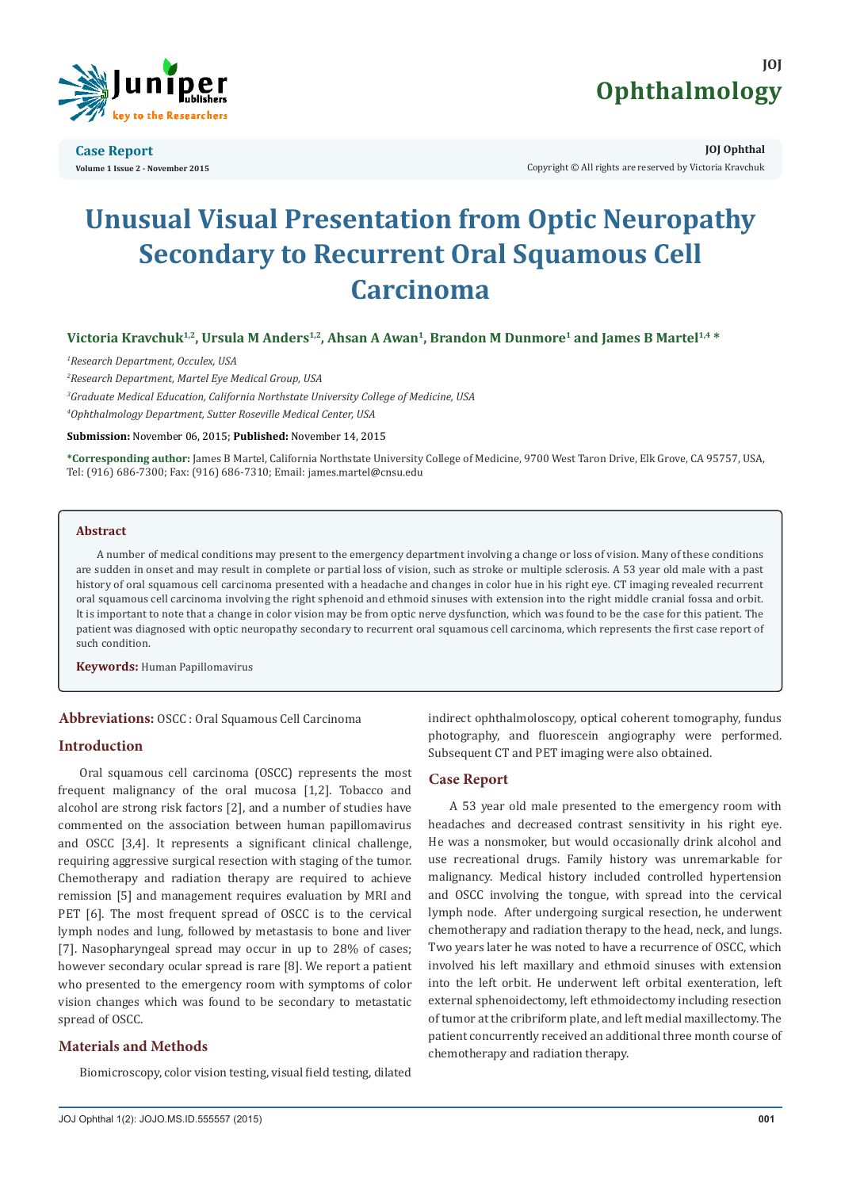Case Report

Volume 1 Issue 2 - November 2015

JOJ Ophthal

Copyright © All rights are reserved by Victoria Kravchuk

# Unusual Visual Presentation from Optic Neuropathy Secondary to Recurrent Oral Squamous Cell Carcinoma

**Victoria Kravchuk[1,2], Ursula M Anders[1,2], Ahsan A Awan[1], Brandon M Dunmore[1] and James B Martel[1,4] ***

[1]*Research Department, Occulex, USA*

[2]*Research Department, Martel Eye Medical Group, USA*

[3]*Graduate Medical Education, California Northstate University College of Medicine, USA*

[4]*Ophthalmology Department, Sutter Roseville Medical Center, USA*

**Submission:** November 06, 2015; **Published:** November 14, 2015

***Corresponding author:** James B Martel, California Northstate University College of Medicine, 9700 West Taron Drive, Elk Grove, CA 95757, USA, Tel: (916) 686-7300; Fax: (916) 686-7310; Email: james.martel@cnsu.edu

## Abstract

A number of medical conditions may present to the emergency department involving a change or loss of vision. Many of these conditions are sudden in onset and may result in complete or partial loss of vision, such as stroke or multiple sclerosis. A 53 year old male with a past history of oral squamous cell carcinoma presented with a headache and changes in color hue in his right eye. CT imaging revealed recurrent oral squamous cell carcinoma involving the right sphenoid and ethmoid sinuses with extension into the right middle cranial fossa and orbit. It is important to note that a change in color vision may be from optic nerve dysfunction, which was found to be the case for this patient. The patient was diagnosed with optic neuropathy secondary to recurrent oral squamous cell carcinoma, which represents the first case report of such condition.

**Keywords:** Human Papillomavirus

**Abbreviations:** OSCC : Oral Squamous Cell Carcinoma

## Introduction

Oral squamous cell carcinoma (OSCC) represents the most frequent malignancy of the oral mucosa [1,2]. Tobacco and alcohol are strong risk factors [2], and a number of studies have commented on the association between human papillomavirus and OSCC [3,4]. It represents a significant clinical challenge, requiring aggressive surgical resection with staging of the tumor. Chemotherapy and radiation therapy are required to achieve remission [5] and management requires evaluation by MRI and PET [6]. The most frequent spread of OSCC is to the cervical lymph nodes and lung, followed by metastasis to bone and liver [7]. Nasopharyngeal spread may occur in up to 28% of cases; however secondary ocular spread is rare [8]. We report a patient who presented to the emergency room with symptoms of color vision changes which was found to be secondary to metastatic spread of OSCC.

## Materials and Methods

Biomicroscopy, color vision testing, visual field testing, dilated indirect ophthalmoloscopy, optical coherent tomography, fundus photography, and fluorescein angiography were performed. Subsequent CT and PET imaging were also obtained.

## Case Report

A 53 year old male presented to the emergency room with headaches and decreased contrast sensitivity in his right eye. He was a nonsmoker, but would occasionally drink alcohol and use recreational drugs. Family history was unremarkable for malignancy. Medical history included controlled hypertension and OSCC involving the tongue, with spread into the cervical lymph node. After undergoing surgical resection, he underwent chemotherapy and radiation therapy to the head, neck, and lungs. Two years later he was noted to have a recurrence of OSCC, which involved his left maxillary and ethmoid sinuses with extension into the left orbit. He underwent left orbital exenteration, left external sphenoidectomy, left ethmoidectomy including resection of tumor at the cribriform plate, and left medial maxillectomy. The patient concurrently received an additional three month course of chemotherapy and radiation therapy.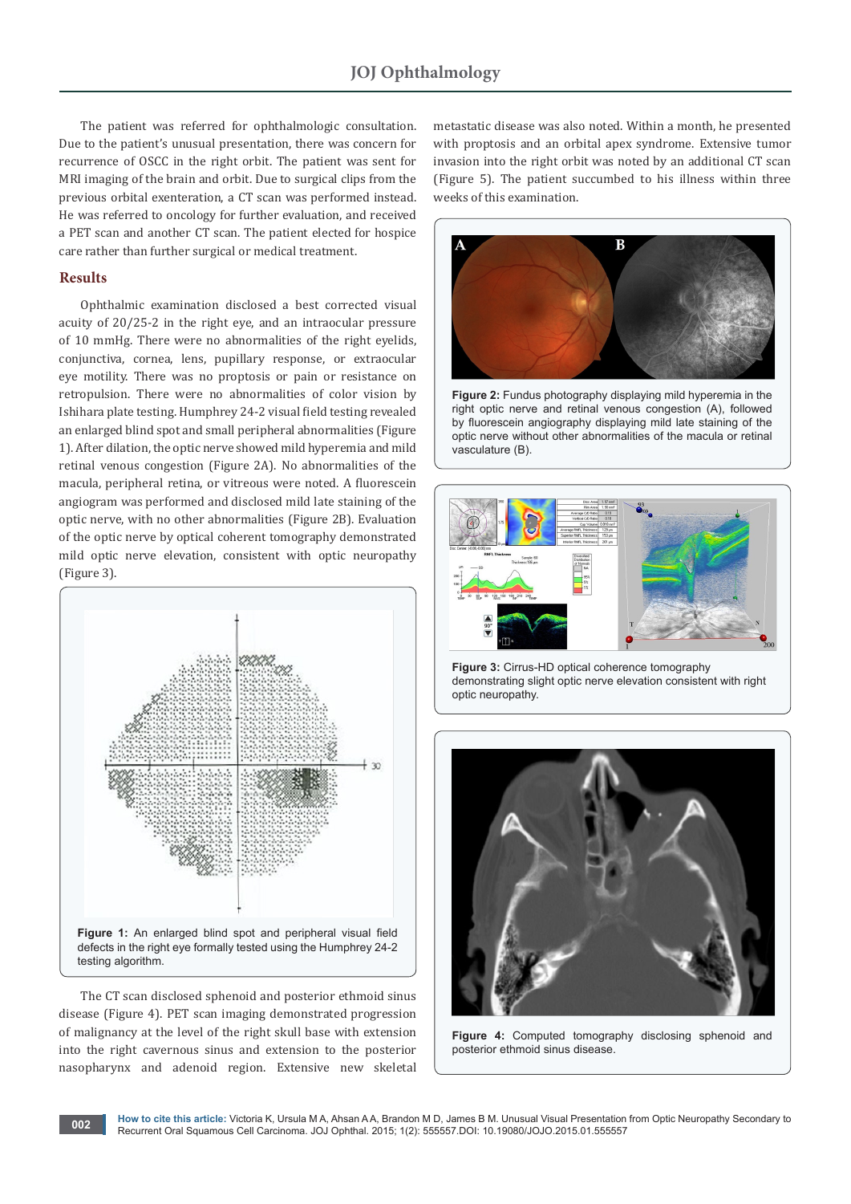The patient was referred for ophthalmologic consultation. Due to the patient's unusual presentation, there was concern for recurrence of OSCC in the right orbit. The patient was sent for MRI imaging of the brain and orbit. Due to surgical clips from the previous orbital exenteration, a CT scan was performed instead. He was referred to oncology for further evaluation, and received a PET scan and another CT scan. The patient elected for hospice care rather than further surgical or medical treatment.

## Results

Ophthalmic examination disclosed a best corrected visual acuity of 20/25-2 in the right eye, and an intraocular pressure of 10 mmHg. There were no abnormalities of the right eyelids, conjunctiva, cornea, lens, pupillary response, or extraocular eye motility. There was no proptosis or pain or resistance on retropulsion. There were no abnormalities of color vision by Ishihara plate testing. Humphrey 24-2 visual field testing revealed an enlarged blind spot and small peripheral abnormalities (Figure 1). After dilation, the optic nerve showed mild hyperemia and mild retinal venous congestion (Figure 2A). No abnormalities of the macula, peripheral retina, or vitreous were noted. A fluorescein angiogram was performed and disclosed mild late staining of the optic nerve, with no other abnormalities (Figure 2B). Evaluation of the optic nerve by optical coherent tomography demonstrated mild optic nerve elevation, consistent with optic neuropathy (Figure 3).

**Figure 1:** An enlarged blind spot and peripheral visual field defects in the right eye formally tested using the Humphrey 24-2 testing algorithm.

The CT scan disclosed sphenoid and posterior ethmoid sinus disease (Figure 4). PET scan imaging demonstrated progression of malignancy at the level of the right skull base with extension into the right cavernous sinus and extension to the posterior nasopharynx and adenoid region. Extensive new skeletal metastatic disease was also noted. Within a month, he presented with proptosis and an orbital apex syndrome. Extensive tumor invasion into the right orbit was noted by an additional CT scan (Figure 5). The patient succumbed to his illness within three weeks of this examination.

**Figure 2:** Fundus photography displaying mild hyperemia in the right optic nerve and retinal venous congestion (A), followed by fluorescein angiography displaying mild late staining of the optic nerve without other abnormalities of the macula or retinal vasculature (B).

**Figure 3:** Cirrus-HD optical coherence tomography demonstrating slight optic nerve elevation consistent with right optic neuropathy.

**Figure 4:** Computed tomography disclosing sphenoid and posterior ethmoid sinus disease.

**How to cite this article:** Victoria K, Ursula M A, Ahsan A A, Brandon M D, James B M. Unusual Visual Presentation from Optic Neuropathy Secondary to Recurrent Oral Squamous Cell Carcinoma. JOJ Ophthal. 2015; 1(2): 555557.DOI: 10.19080/JOJO.2015.01.555557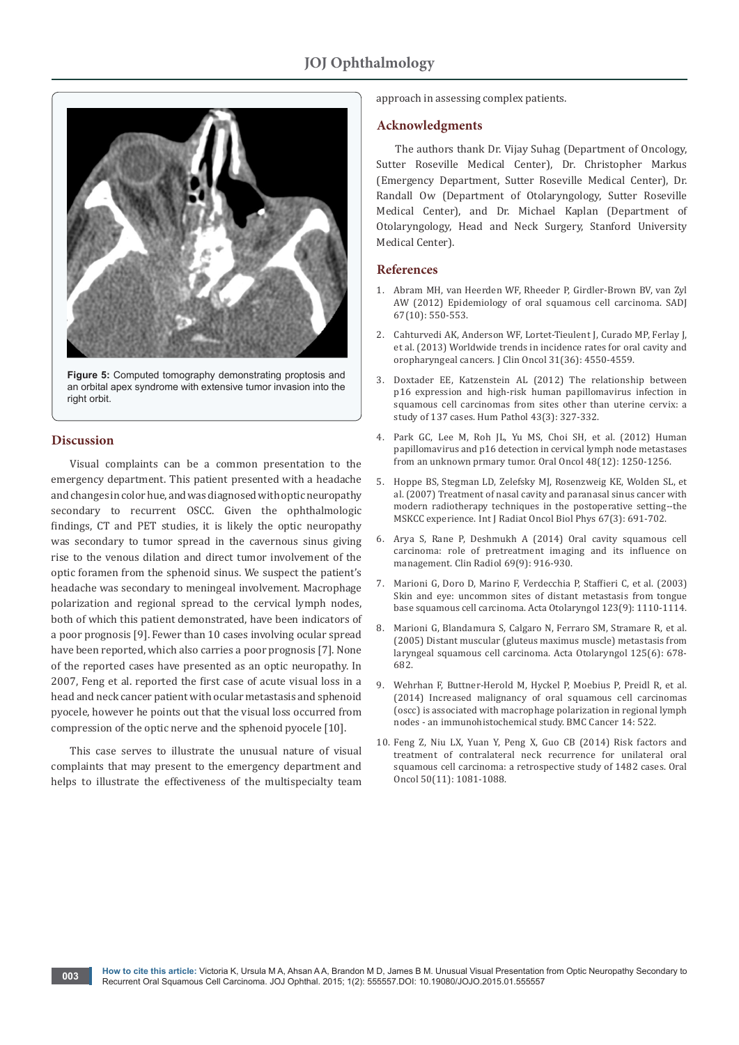Figure 5: Computed tomography demonstrating proptosis and an orbital apex syndrome with extensive tumor invasion into the right orbit.

## Discussion

Visual complaints can be a common presentation to the emergency department. This patient presented with a headache and changes in color hue, and was diagnosed with optic neuropathy secondary to recurrent OSCC. Given the ophthalmologic findings, CT and PET studies, it is likely the optic neuropathy was secondary to tumor spread in the cavernous sinus giving rise to the venous dilation and direct tumor involvement of the optic foramen from the sphenoid sinus. We suspect the patient's headache was secondary to meningeal involvement. Macrophage polarization and regional spread to the cervical lymph nodes, both of which this patient demonstrated, have been indicators of a poor prognosis [9]. Fewer than 10 cases involving ocular spread have been reported, which also carries a poor prognosis [7]. None of the reported cases have presented as an optic neuropathy. In 2007, Feng et al. reported the first case of acute visual loss in a head and neck cancer patient with ocular metastasis and sphenoid pyocele, however he points out that the visual loss occurred from compression of the optic nerve and the sphenoid pyocele [10].

This case serves to illustrate the unusual nature of visual complaints that may present to the emergency department and helps to illustrate the effectiveness of the multispecialty team approach in assessing complex patients.

## Acknowledgments

The authors thank Dr. Vijay Suhag (Department of Oncology, Sutter Roseville Medical Center), Dr. Christopher Markus (Emergency Department, Sutter Roseville Medical Center), Dr. Randall Ow (Department of Otolaryngology, Sutter Roseville Medical Center), and Dr. Michael Kaplan (Department of Otolaryngology, Head and Neck Surgery, Stanford University Medical Center).

## References

1. Abram MH, van Heerden WF, Rheeder P, Girdler-Brown BV, van Zyl AW (2012) Epidemiology of oral squamous cell carcinoma. SADJ 67(10): 550-553.
2. Cahturvedi AK, Anderson WF, Lortet-Tieulent J, Curado MP, Ferlay J, et al. (2013) Worldwide trends in incidence rates for oral cavity and oropharyngeal cancers. J Clin Oncol 31(36): 4550-4559.
3. Doxtader EE, Katzenstein AL (2012) The relationship between p16 expression and high-risk human papillomavirus infection in squamous cell carcinomas from sites other than uterine cervix: a study of 137 cases. Hum Pathol 43(3): 327-332.
4. Park GC, Lee M, Roh JL, Yu MS, Choi SH, et al. (2012) Human papillomavirus and p16 detection in cervical lymph node metastases from an unknown prmary tumor. Oral Oncol 48(12): 1250-1256.
5. Hoppe BS, Stegman LD, Zelefsky MJ, Rosenzweig KE, Wolden SL, et al. (2007) Treatment of nasal cavity and paranasal sinus cancer with modern radiotherapy techniques in the postoperative setting--the MSKCC experience. Int J Radiat Oncol Biol Phys 67(3): 691-702.
6. Arya S, Rane P, Deshmukh A (2014) Oral cavity squamous cell carcinoma: role of pretreatment imaging and its influence on management. Clin Radiol 69(9): 916-930.
7. Marioni G, Doro D, Marino F, Verdecchia P, Staffieri C, et al. (2003) Skin and eye: uncommon sites of distant metastasis from tongue base squamous cell carcinoma. Acta Otolaryngol 123(9): 1110-1114.
8. Marioni G, Blandamura S, Calgaro N, Ferraro SM, Stramare R, et al. (2005) Distant muscular (gluteus maximus muscle) metastasis from laryngeal squamous cell carcinoma. Acta Otolaryngol 125(6): 678-682.
9. Wehrhan F, Buttner-Herold M, Hyckel P, Moebius P, Preidl R, et al. (2014) Increased malignancy of oral squamous cell carcinomas (oscc) is associated with macrophage polarization in regional lymph nodes - an immunohistochemical study. BMC Cancer 14: 522.
10. Feng Z, Niu LX, Yuan Y, Peng X, Guo CB (2014) Risk factors and treatment of contralateral neck recurrence for unilateral oral squamous cell carcinoma: a retrospective study of 1482 cases. Oral Oncol 50(11): 1081-1088.